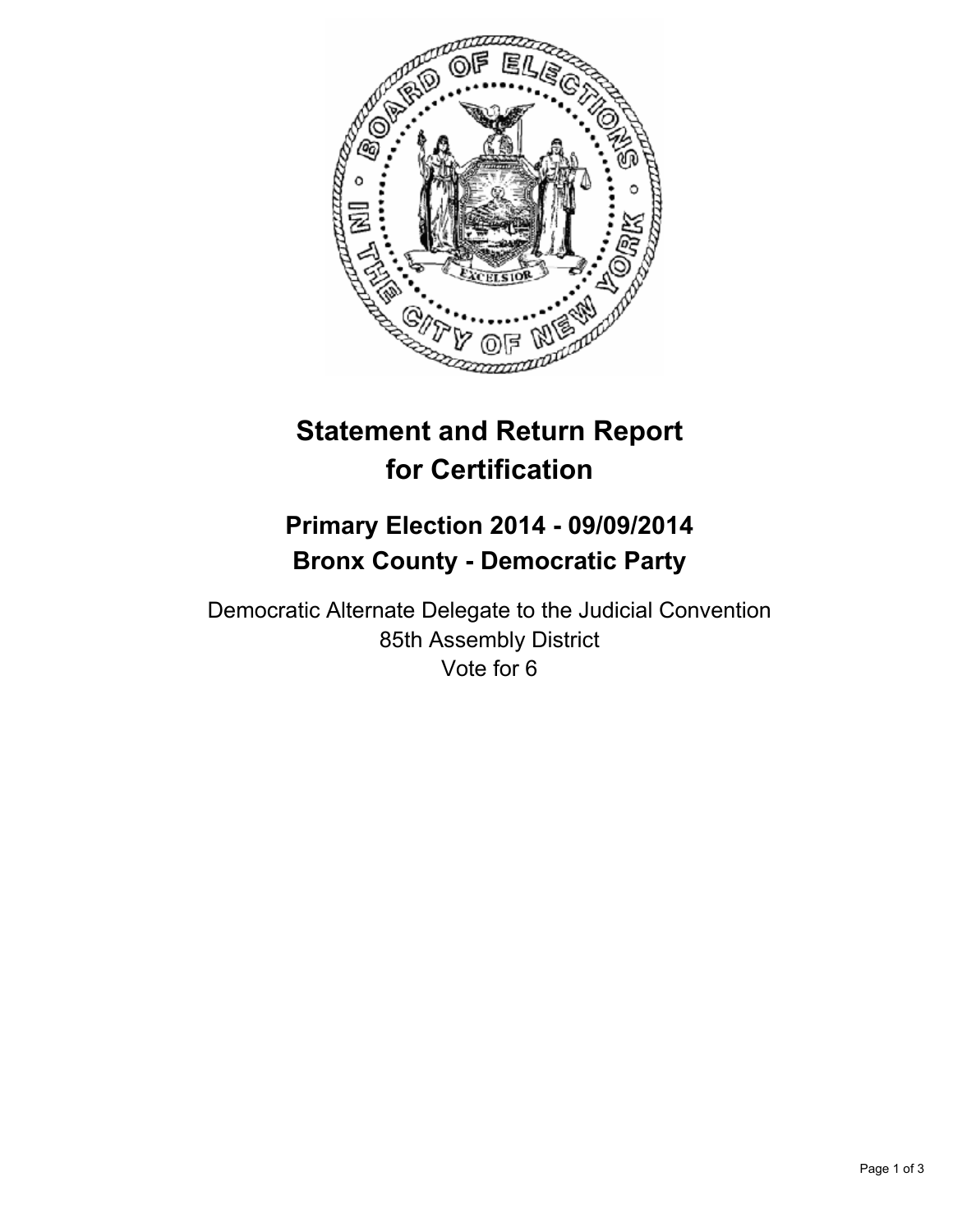# Statement and Return Report for Certification

## Primary Election 2014 - 09/09/2014
## Bronx County - Democratic Party

Democratic Alternate Delegate to the Judicial Convention
85th Assembly District
Vote for 6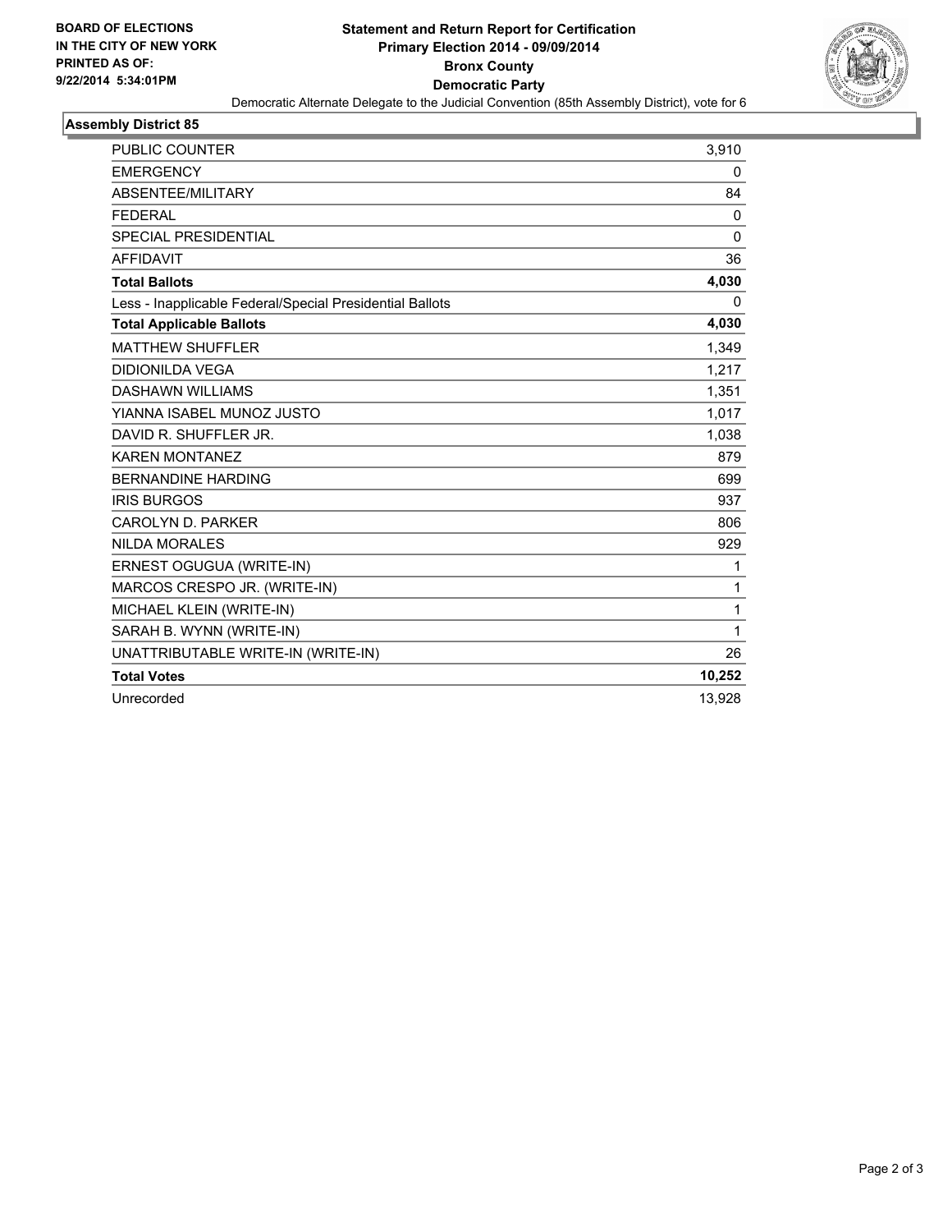**BOARD OF ELECTIONS IN THE CITY OF NEW YORK PRINTED AS OF: 9/22/2014 5:34:01PM**

# Statement and Return Report for Certification
## Primary Election 2014 - 09/09/2014
## Bronx County
## Democratic Party

Democratic Alternate Delegate to the Judicial Convention (85th Assembly District), vote for 6

### Assembly District 85

| | |
|---|---|
| PUBLIC COUNTER | 3,910 |
| EMERGENCY | 0 |
| ABSENTEE/MILITARY | 84 |
| FEDERAL | 0 |
| SPECIAL PRESIDENTIAL | 0 |
| AFFIDAVIT | 36 |
| **Total Ballots** | **4,030** |
| Less - Inapplicable Federal/Special Presidential Ballots | 0 |
| **Total Applicable Ballots** | **4,030** |
| MATTHEW SHUFFLER | 1,349 |
| DIDIONILDA VEGA | 1,217 |
| DASHAWN WILLIAMS | 1,351 |
| YIANNA ISABEL MUNOZ JUSTO | 1,017 |
| DAVID R. SHUFFLER JR. | 1,038 |
| KAREN MONTANEZ | 879 |
| BERNANDINE HARDING | 699 |
| IRIS BURGOS | 937 |
| CAROLYN D. PARKER | 806 |
| NILDA MORALES | 929 |
| ERNEST OGUGUA (WRITE-IN) | 1 |
| MARCOS CRESPO JR. (WRITE-IN) | 1 |
| MICHAEL KLEIN (WRITE-IN) | 1 |
| SARAH B. WYNN (WRITE-IN) | 1 |
| UNATTRIBUTABLE WRITE-IN (WRITE-IN) | 26 |
| **Total Votes** | **10,252** |
| Unrecorded | 13,928 |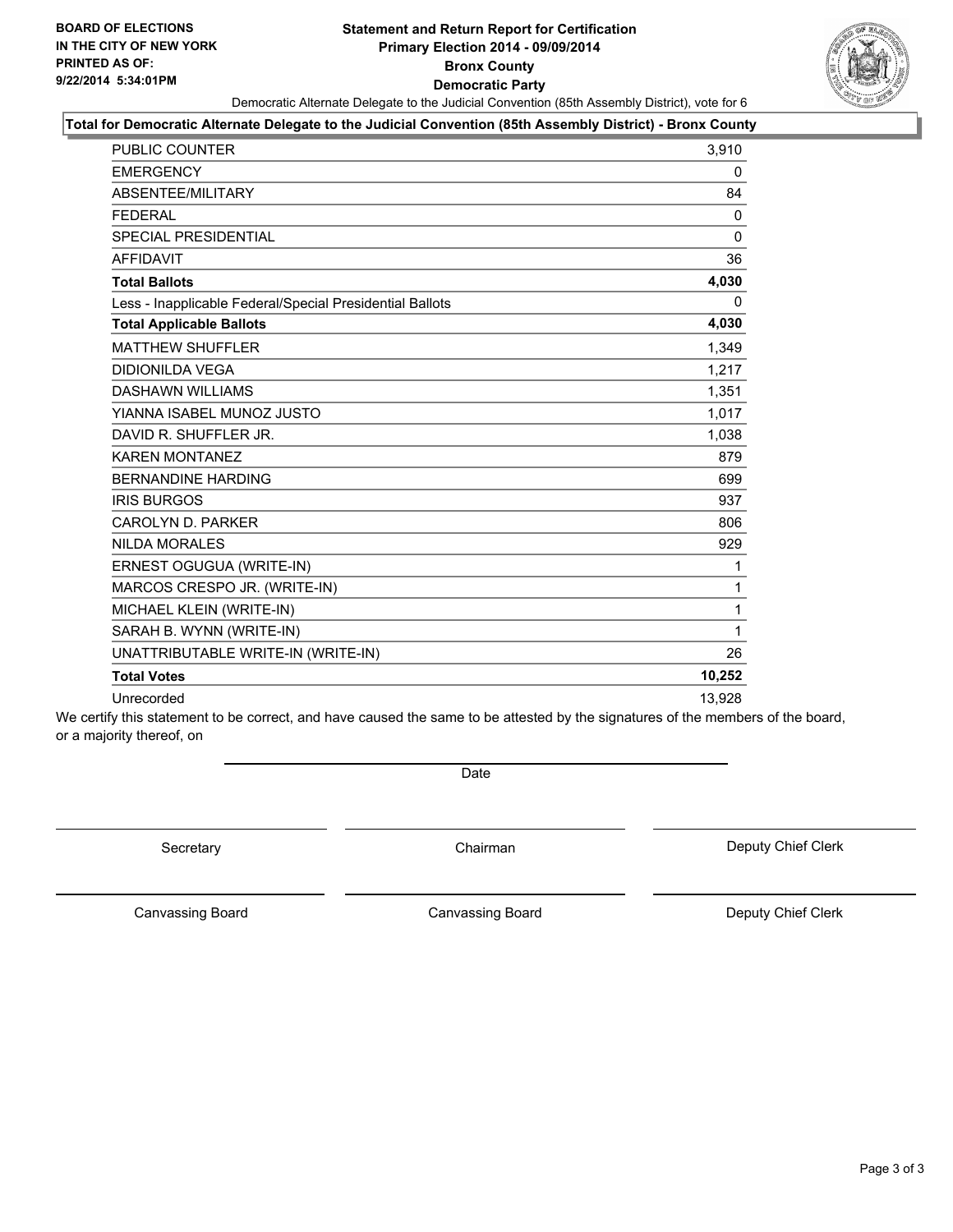**BOARD OF ELECTIONS IN THE CITY OF NEW YORK PRINTED AS OF: 9/22/2014 5:34:01PM**

# Statement and Return Report for Certification
## Primary Election 2014 - 09/09/2014
## Bronx County
## Democratic Party

Democratic Alternate Delegate to the Judicial Convention (85th Assembly District), vote for 6

**Total for Democratic Alternate Delegate to the Judicial Convention (85th Assembly District) - Bronx County**

| | |
|---|---|
| PUBLIC COUNTER | 3,910 |
| EMERGENCY | 0 |
| ABSENTEE/MILITARY | 84 |
| FEDERAL | 0 |
| SPECIAL PRESIDENTIAL | 0 |
| AFFIDAVIT | 36 |
| **Total Ballots** | **4,030** |
| Less - Inapplicable Federal/Special Presidential Ballots | 0 |
| **Total Applicable Ballots** | **4,030** |
| MATTHEW SHUFFLER | 1,349 |
| DIDIONILDA VEGA | 1,217 |
| DASHAWN WILLIAMS | 1,351 |
| YIANNA ISABEL MUNOZ JUSTO | 1,017 |
| DAVID R. SHUFFLER JR. | 1,038 |
| KAREN MONTANEZ | 879 |
| BERNANDINE HARDING | 699 |
| IRIS BURGOS | 937 |
| CAROLYN D. PARKER | 806 |
| NILDA MORALES | 929 |
| ERNEST OGUGUA (WRITE-IN) | 1 |
| MARCOS CRESPO JR. (WRITE-IN) | 1 |
| MICHAEL KLEIN (WRITE-IN) | 1 |
| SARAH B. WYNN (WRITE-IN) | 1 |
| UNATTRIBUTABLE WRITE-IN (WRITE-IN) | 26 |
| **Total Votes** | **10,252** |
| Unrecorded | 13,928 |

We certify this statement to be correct, and have caused the same to be attested by the signatures of the members of the board, or a majority thereof, on

Date

Secretary | Chairman | Deputy Chief Clerk

Canvassing Board | Canvassing Board | Deputy Chief Clerk